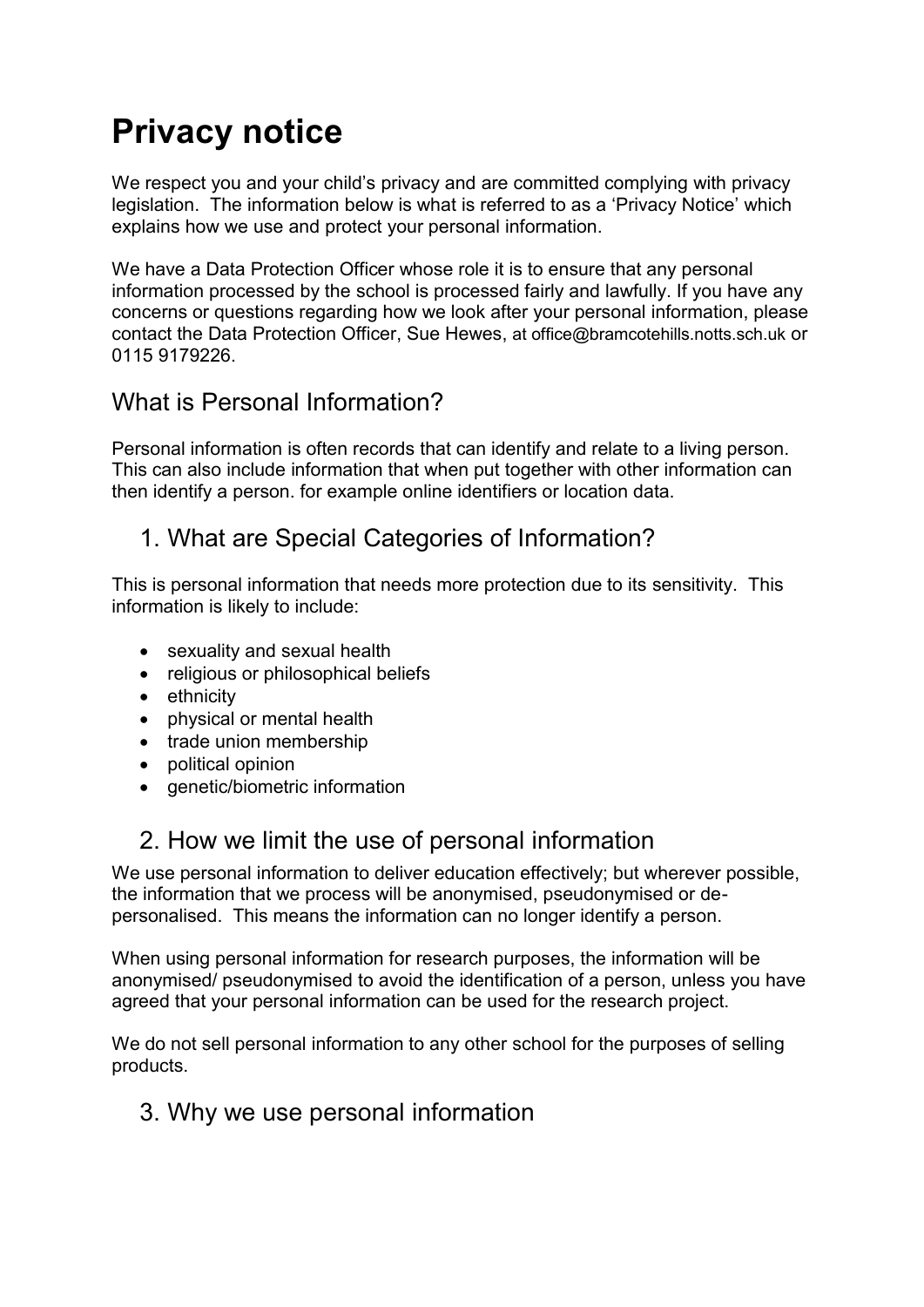# Privacy notice

We respect you and your child's privacy and are committed complying with privacy legislation. The information below is what is referred to as a 'Privacy Notice' which explains how we use and protect your personal information.

We have a Data Protection Officer whose role it is to ensure that any personal information processed by the school is processed fairly and lawfully. If you have any concerns or questions regarding how we look after your personal information, please contact the Data Protection Officer, Sue Hewes, at office@bramcotehills.notts.sch.uk or 0115 9179226.

## What is Personal Information?

Personal information is often records that can identify and relate to a living person. This can also include information that when put together with other information can then identify a person. for example online identifiers or location data.

## 1. What are Special Categories of Information?

This is personal information that needs more protection due to its sensitivity. This information is likely to include:

- sexuality and sexual health
- religious or philosophical beliefs
- ethnicity
- physical or mental health
- trade union membership
- political opinion
- genetic/biometric information

## 2. How we limit the use of personal information

We use personal information to deliver education effectively; but wherever possible, the information that we process will be anonymised, pseudonymised or de-personalised. This means the information can no longer identify a person.

When using personal information for research purposes, the information will be anonymised/ pseudonymised to avoid the identification of a person, unless you have agreed that your personal information can be used for the research project.

We do not sell personal information to any other school for the purposes of selling products.

## 3. Why we use personal information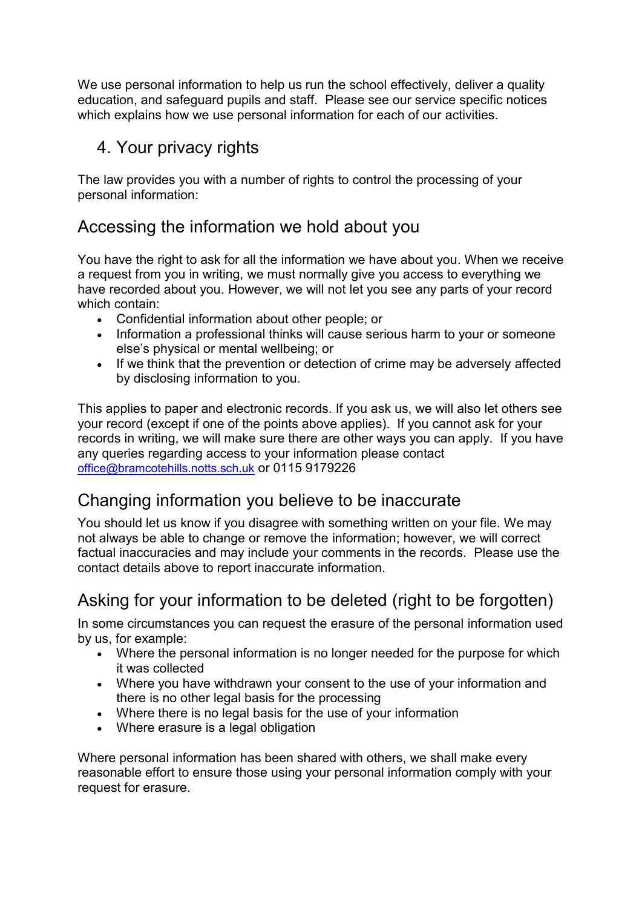We use personal information to help us run the school effectively, deliver a quality education, and safeguard pupils and staff. Please see our service specific notices which explains how we use personal information for each of our activities.

## 4. Your privacy rights

The law provides you with a number of rights to control the processing of your personal information:

### Accessing the information we hold about you

You have the right to ask for all the information we have about you. When we receive a request from you in writing, we must normally give you access to everything we have recorded about you. However, we will not let you see any parts of your record which contain:

- Confidential information about other people; or
- Information a professional thinks will cause serious harm to your or someone else's physical or mental wellbeing; or
- If we think that the prevention or detection of crime may be adversely affected by disclosing information to you.

This applies to paper and electronic records. If you ask us, we will also let others see your record (except if one of the points above applies). If you cannot ask for your records in writing, we will make sure there are other ways you can apply. If you have any queries regarding access to your information please contact office@bramcotehills.notts.sch.uk or 0115 9179226

### Changing information you believe to be inaccurate

You should let us know if you disagree with something written on your file. We may not always be able to change or remove the information; however, we will correct factual inaccuracies and may include your comments in the records. Please use the contact details above to report inaccurate information.

### Asking for your information to be deleted (right to be forgotten)

In some circumstances you can request the erasure of the personal information used by us, for example:

- Where the personal information is no longer needed for the purpose for which it was collected
- Where you have withdrawn your consent to the use of your information and there is no other legal basis for the processing
- Where there is no legal basis for the use of your information
- Where erasure is a legal obligation

Where personal information has been shared with others, we shall make every reasonable effort to ensure those using your personal information comply with your request for erasure.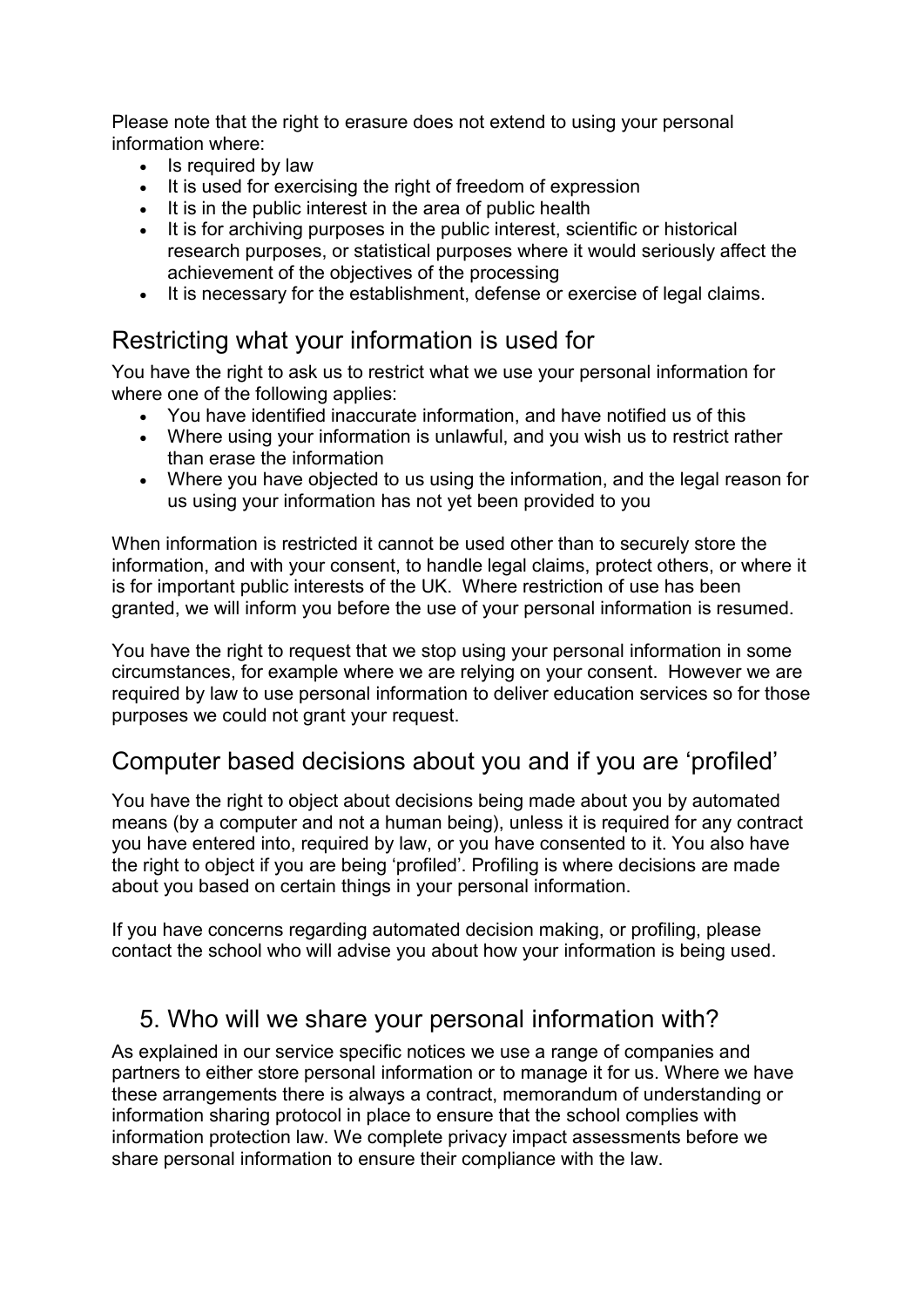Please note that the right to erasure does not extend to using your personal information where:

- Is required by law
- It is used for exercising the right of freedom of expression
- It is in the public interest in the area of public health
- It is for archiving purposes in the public interest, scientific or historical research purposes, or statistical purposes where it would seriously affect the achievement of the objectives of the processing
- It is necessary for the establishment, defense or exercise of legal claims.

## Restricting what your information is used for

You have the right to ask us to restrict what we use your personal information for where one of the following applies:

- You have identified inaccurate information, and have notified us of this
- Where using your information is unlawful, and you wish us to restrict rather than erase the information
- Where you have objected to us using the information, and the legal reason for us using your information has not yet been provided to you

When information is restricted it cannot be used other than to securely store the information, and with your consent, to handle legal claims, protect others, or where it is for important public interests of the UK. Where restriction of use has been granted, we will inform you before the use of your personal information is resumed.

You have the right to request that we stop using your personal information in some circumstances, for example where we are relying on your consent. However we are required by law to use personal information to deliver education services so for those purposes we could not grant your request.

## Computer based decisions about you and if you are 'profiled'

You have the right to object about decisions being made about you by automated means (by a computer and not a human being), unless it is required for any contract you have entered into, required by law, or you have consented to it. You also have the right to object if you are being 'profiled'. Profiling is where decisions are made about you based on certain things in your personal information.

If you have concerns regarding automated decision making, or profiling, please contact the school who will advise you about how your information is being used.

## 5. Who will we share your personal information with?

As explained in our service specific notices we use a range of companies and partners to either store personal information or to manage it for us. Where we have these arrangements there is always a contract, memorandum of understanding or information sharing protocol in place to ensure that the school complies with information protection law. We complete privacy impact assessments before we share personal information to ensure their compliance with the law.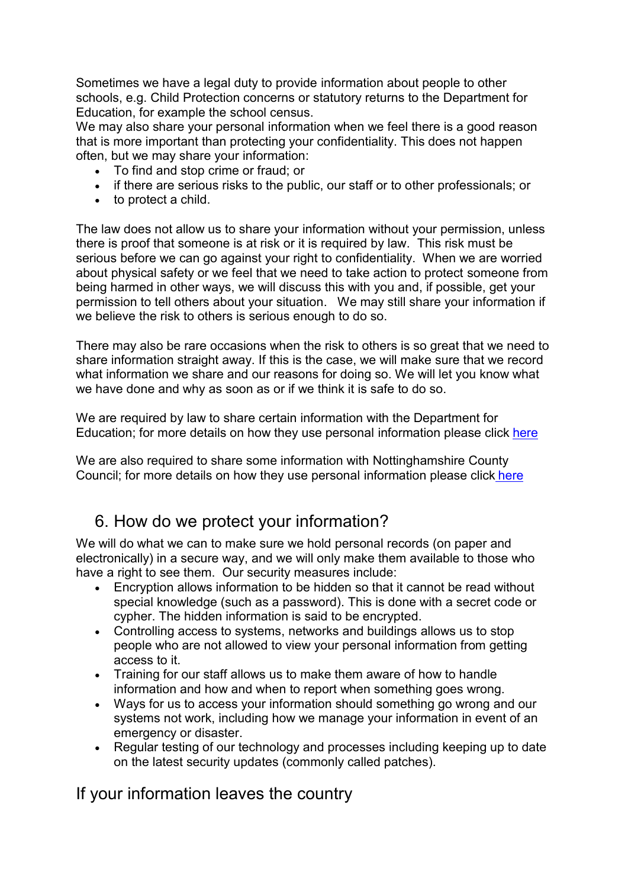Sometimes we have a legal duty to provide information about people to other schools, e.g. Child Protection concerns or statutory returns to the Department for Education, for example the school census.
We may also share your personal information when we feel there is a good reason that is more important than protecting your confidentiality. This does not happen often, but we may share your information:

- To find and stop crime or fraud; or
- if there are serious risks to the public, our staff or to other professionals; or
- to protect a child.

The law does not allow us to share your information without your permission, unless there is proof that someone is at risk or it is required by law. This risk must be serious before we can go against your right to confidentiality. When we are worried about physical safety or we feel that we need to take action to protect someone from being harmed in other ways, we will discuss this with you and, if possible, get your permission to tell others about your situation. We may still share your information if we believe the risk to others is serious enough to do so.

There may also be rare occasions when the risk to others is so great that we need to share information straight away. If this is the case, we will make sure that we record what information we share and our reasons for doing so. We will let you know what we have done and why as soon as or if we think it is safe to do so.

We are required by law to share certain information with the Department for Education; for more details on how they use personal information please click here

We are also required to share some information with Nottinghamshire County Council; for more details on how they use personal information please click here

## 6. How do we protect your information?

We will do what we can to make sure we hold personal records (on paper and electronically) in a secure way, and we will only make them available to those who have a right to see them. Our security measures include:

- Encryption allows information to be hidden so that it cannot be read without special knowledge (such as a password). This is done with a secret code or cypher. The hidden information is said to be encrypted.
- Controlling access to systems, networks and buildings allows us to stop people who are not allowed to view your personal information from getting access to it.
- Training for our staff allows us to make them aware of how to handle information and how and when to report when something goes wrong.
- Ways for us to access your information should something go wrong and our systems not work, including how we manage your information in event of an emergency or disaster.
- Regular testing of our technology and processes including keeping up to date on the latest security updates (commonly called patches).

## If your information leaves the country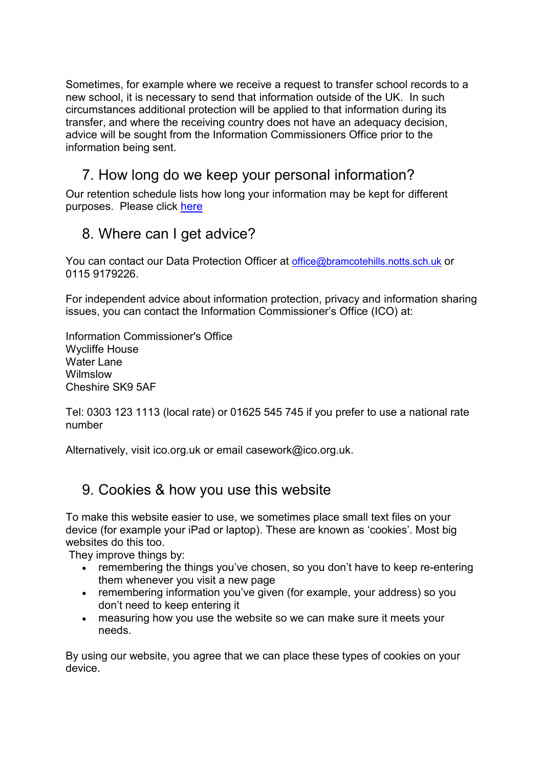Sometimes, for example where we receive a request to transfer school records to a new school, it is necessary to send that information outside of the UK. In such circumstances additional protection will be applied to that information during its transfer, and where the receiving country does not have an adequacy decision, advice will be sought from the Information Commissioners Office prior to the information being sent.

## 7. How long do we keep your personal information?

Our retention schedule lists how long your information may be kept for different purposes. Please click [here]()

## 8. Where can I get advice?

You can contact our Data Protection Officer at [office@bramcotehills.notts.sch.uk](mailto:office@bramcotehills.notts.sch.uk) or 0115 9179226.

For independent advice about information protection, privacy and information sharing issues, you can contact the Information Commissioner's Office (ICO) at:

Information Commissioner's Office
Wycliffe House
Water Lane
Wilmslow
Cheshire SK9 5AF

Tel: 0303 123 1113 (local rate) or 01625 545 745 if you prefer to use a national rate number

Alternatively, visit ico.org.uk or email casework@ico.org.uk.

## 9. Cookies & how you use this website

To make this website easier to use, we sometimes place small text files on your device (for example your iPad or laptop). These are known as 'cookies'. Most big websites do this too.

They improve things by:

- remembering the things you've chosen, so you don't have to keep re-entering them whenever you visit a new page
- remembering information you've given (for example, your address) so you don't need to keep entering it
- measuring how you use the website so we can make sure it meets your needs.

By using our website, you agree that we can place these types of cookies on your device.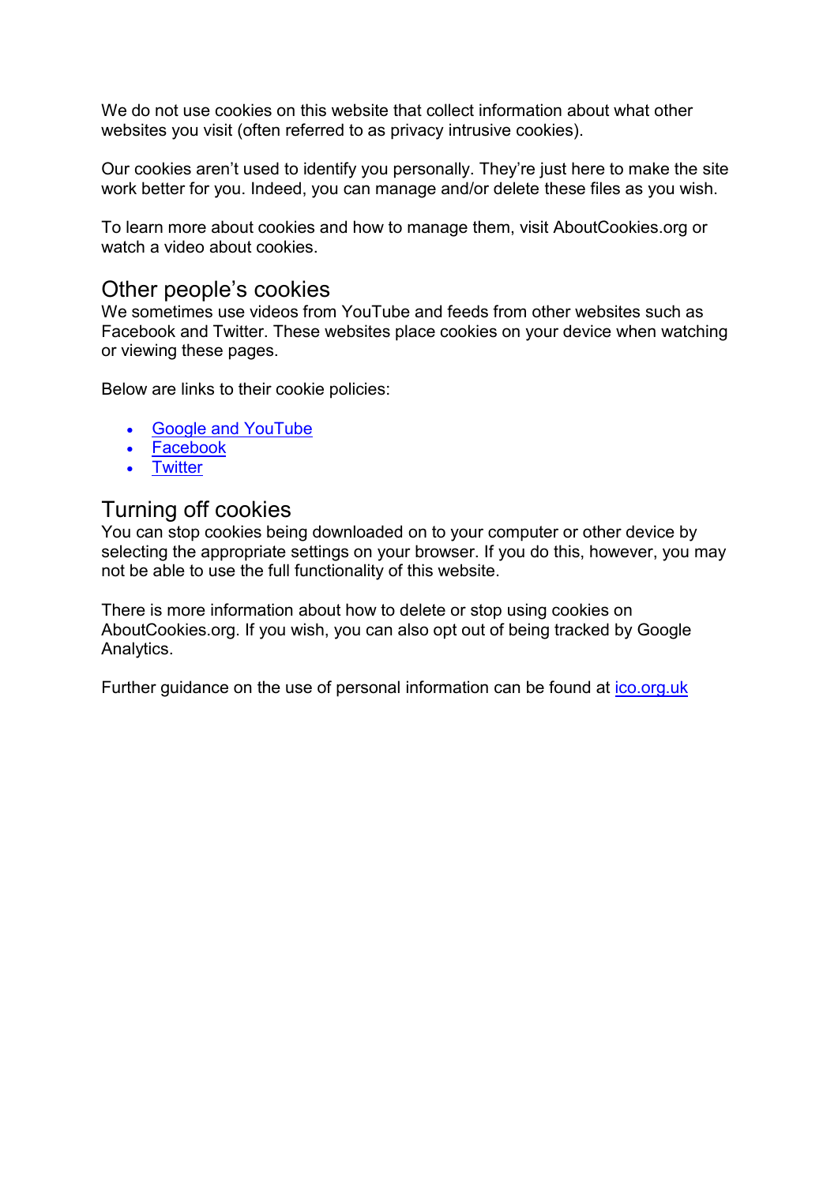We do not use cookies on this website that collect information about what other websites you visit (often referred to as privacy intrusive cookies).

Our cookies aren't used to identify you personally. They're just here to make the site work better for you. Indeed, you can manage and/or delete these files as you wish.

To learn more about cookies and how to manage them, visit AboutCookies.org or watch a video about cookies.

## Other people's cookies

We sometimes use videos from YouTube and feeds from other websites such as Facebook and Twitter. These websites place cookies on your device when watching or viewing these pages.

Below are links to their cookie policies:

- Google and YouTube
- Facebook
- Twitter

## Turning off cookies

You can stop cookies being downloaded on to your computer or other device by selecting the appropriate settings on your browser. If you do this, however, you may not be able to use the full functionality of this website.

There is more information about how to delete or stop using cookies on AboutCookies.org. If you wish, you can also opt out of being tracked by Google Analytics.

Further guidance on the use of personal information can be found at ico.org.uk